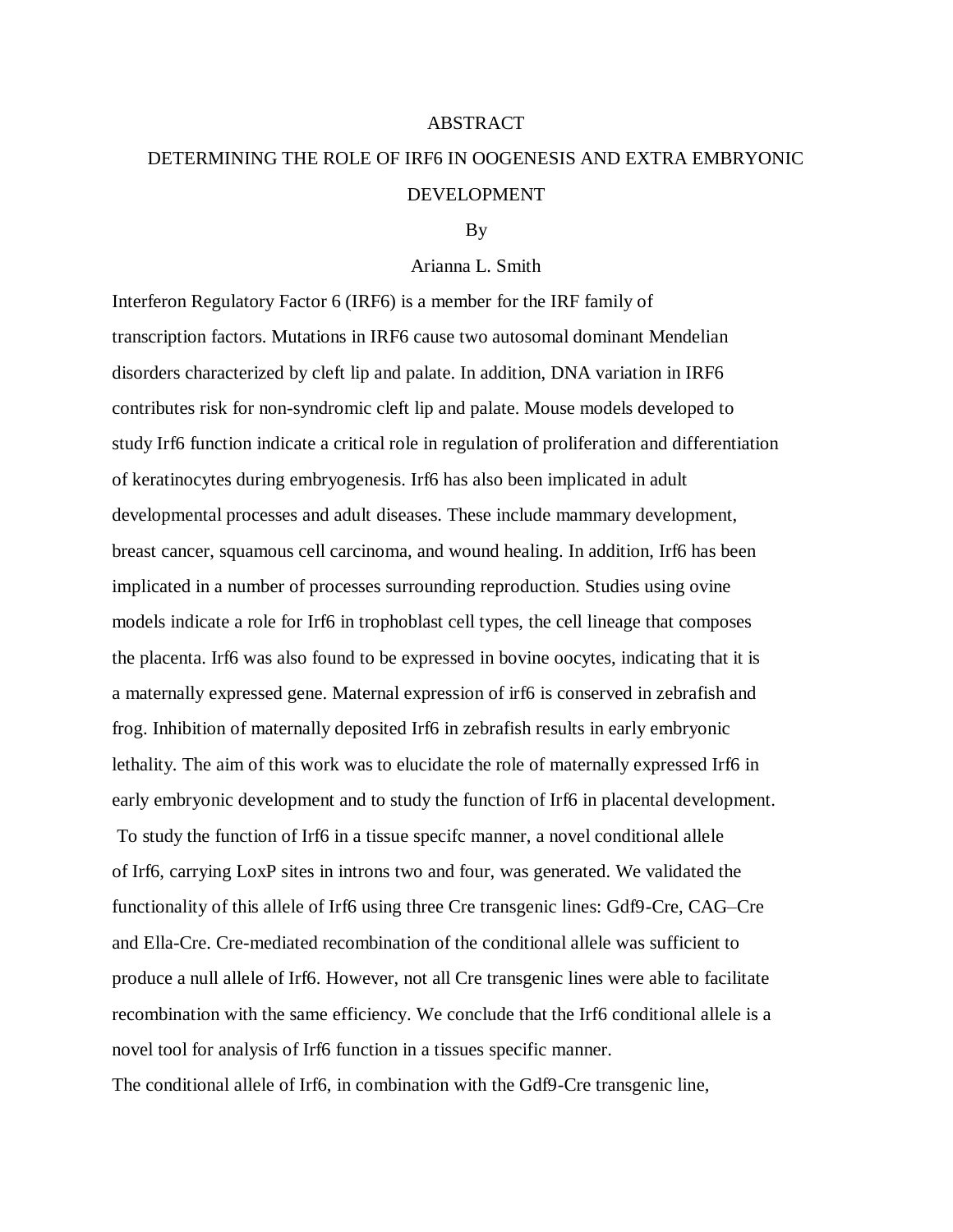# ABSTRACT

## DETERMINING THE ROLE OF IRF6 IN OOGENESIS AND EXTRA EMBRYONIC DEVELOPMENT

By

Arianna L. Smith

Interferon Regulatory Factor 6 (IRF6) is a member for the IRF family of transcription factors. Mutations in IRF6 cause two autosomal dominant Mendelian disorders characterized by cleft lip and palate. In addition, DNA variation in IRF6 contributes risk for non-syndromic cleft lip and palate. Mouse models developed to study Irf6 function indicate a critical role in regulation of proliferation and differentiation of keratinocytes during embryogenesis. Irf6 has also been implicated in adult developmental processes and adult diseases. These include mammary development, breast cancer, squamous cell carcinoma, and wound healing. In addition, Irf6 has been implicated in a number of processes surrounding reproduction. Studies using ovine models indicate a role for Irf6 in trophoblast cell types, the cell lineage that composes the placenta. Irf6 was also found to be expressed in bovine oocytes, indicating that it is a maternally expressed gene. Maternal expression of irf6 is conserved in zebrafish and frog. Inhibition of maternally deposited Irf6 in zebrafish results in early embryonic lethality. The aim of this work was to elucidate the role of maternally expressed Irf6 in early embryonic development and to study the function of Irf6 in placental development.

To study the function of Irf6 in a tissue specifc manner, a novel conditional allele of Irf6, carrying LoxP sites in introns two and four, was generated. We validated the functionality of this allele of Irf6 using three Cre transgenic lines: Gdf9-Cre, CAG–Cre and Ella-Cre. Cre-mediated recombination of the conditional allele was sufficient to produce a null allele of Irf6. However, not all Cre transgenic lines were able to facilitate recombination with the same efficiency. We conclude that the Irf6 conditional allele is a novel tool for analysis of Irf6 function in a tissues specific manner.

The conditional allele of Irf6, in combination with the Gdf9-Cre transgenic line,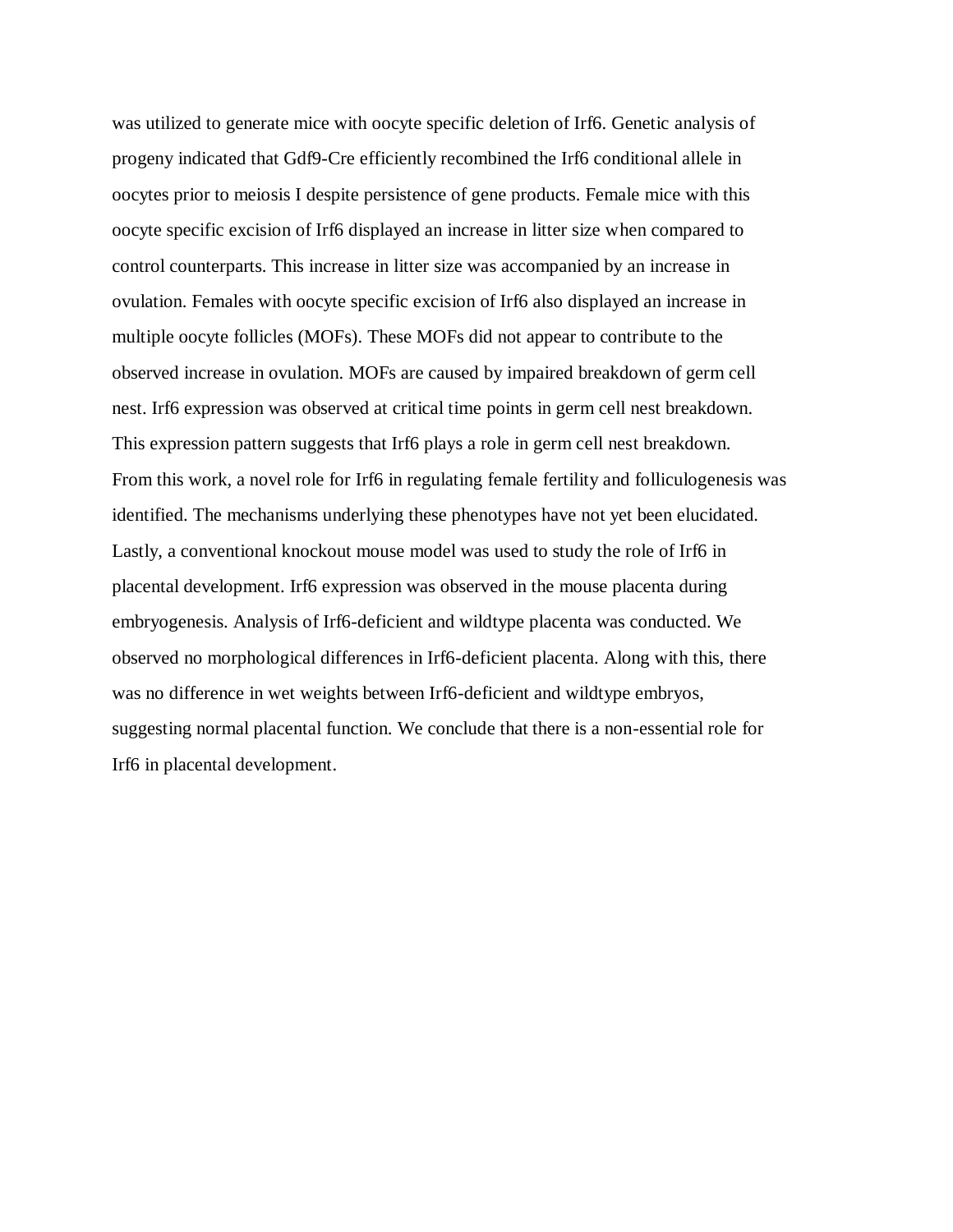was utilized to generate mice with oocyte specific deletion of Irf6. Genetic analysis of progeny indicated that Gdf9-Cre efficiently recombined the Irf6 conditional allele in oocytes prior to meiosis I despite persistence of gene products. Female mice with this oocyte specific excision of Irf6 displayed an increase in litter size when compared to control counterparts. This increase in litter size was accompanied by an increase in ovulation. Females with oocyte specific excision of Irf6 also displayed an increase in multiple oocyte follicles (MOFs). These MOFs did not appear to contribute to the observed increase in ovulation. MOFs are caused by impaired breakdown of germ cell nest. Irf6 expression was observed at critical time points in germ cell nest breakdown. This expression pattern suggests that Irf6 plays a role in germ cell nest breakdown. From this work, a novel role for Irf6 in regulating female fertility and folliculogenesis was identified. The mechanisms underlying these phenotypes have not yet been elucidated. Lastly, a conventional knockout mouse model was used to study the role of Irf6 in placental development. Irf6 expression was observed in the mouse placenta during embryogenesis. Analysis of Irf6-deficient and wildtype placenta was conducted. We observed no morphological differences in Irf6-deficient placenta. Along with this, there was no difference in wet weights between Irf6-deficient and wildtype embryos, suggesting normal placental function. We conclude that there is a non-essential role for Irf6 in placental development.